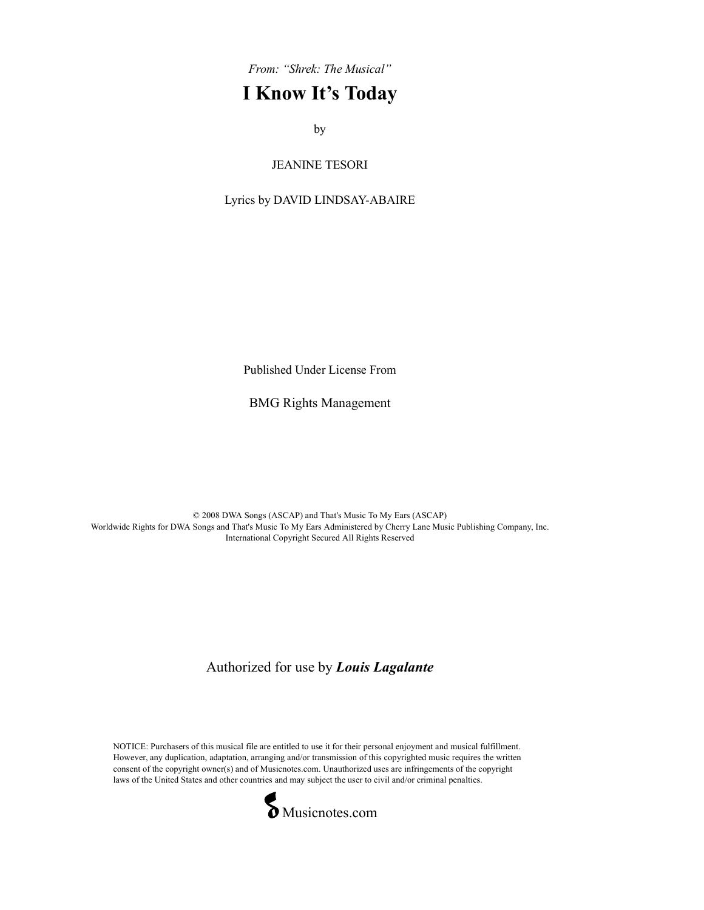*From: "Shrek: The Musical"*

# I Know It's Today

by

JEANINE TESORI

Lyrics by DAVID LINDSAY-ABAIRE

Published Under License From

BMG Rights Management

© 2008 DWA Songs (ASCAP) and That's Music To My Ears (ASCAP)
Worldwide Rights for DWA Songs and That's Music To My Ears Administered by Cherry Lane Music Publishing Company, Inc.
International Copyright Secured All Rights Reserved

Authorized for use by ***Louis Lagalante***

NOTICE: Purchasers of this musical file are entitled to use it for their personal enjoyment and musical fulfillment. However, any duplication, adaptation, arranging and/or transmission of this copyrighted music requires the written consent of the copyright owner(s) and of Musicnotes.com. Unauthorized uses are infringements of the copyright laws of the United States and other countries and may subject the user to civil and/or criminal penalties.

Musicnotes.com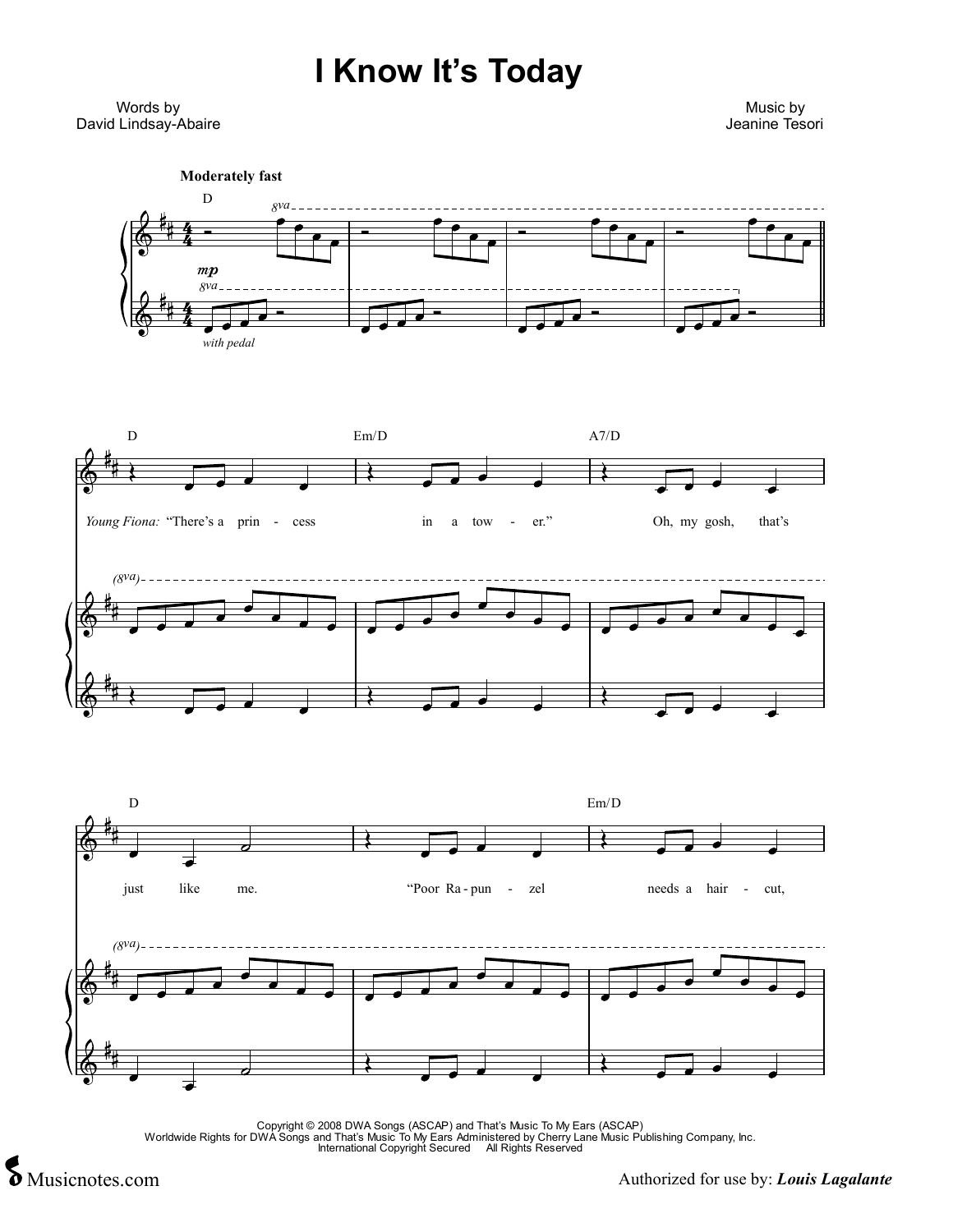# I Know It's Today

Words by
David Lindsay-Abaire

Music by
Jeanine Tesori

**Moderately fast**

D

*mp*

*with pedal*

D | Em/D | A7/D

*Young Fiona:* "There's a prin - cess in a tow - er." Oh, my gosh, that's

D | | Em/D

just like me. "Poor Ra - pun - zel needs a hair - cut,

Copyright © 2008 DWA Songs (ASCAP) and That's Music To My Ears (ASCAP)
Worldwide Rights for DWA Songs and That's Music To My Ears Administered by Cherry Lane Music Publishing Company, Inc.
International Copyright Secured All Rights Reserved

Authorized for use by: ***Louis Lagalante***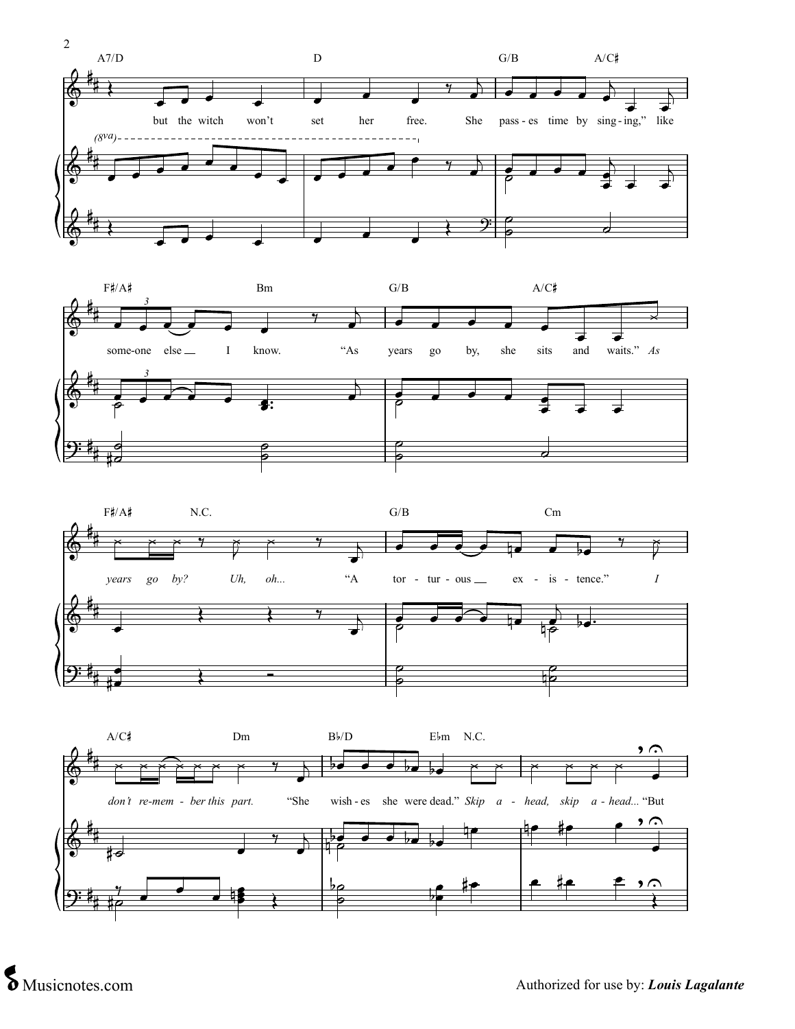A7/D D G/B A/C♯

but the witch won't set her free. She pass - es time by sing - ing," like

F♯/A♯ Bm G/B A/C♯

some-one else I know. "As years go by, she sits and waits." *As*

F♯/A♯ N.C. G/B Cm

*years go by? Uh, oh...* "A tor - tur - ous ex - is - tence." *I*

A/C♯ Dm B♭/D E♭m N.C.

*don't re-mem - ber this part.* "She wish - es she were dead." *Skip a - head, skip a - head...* "But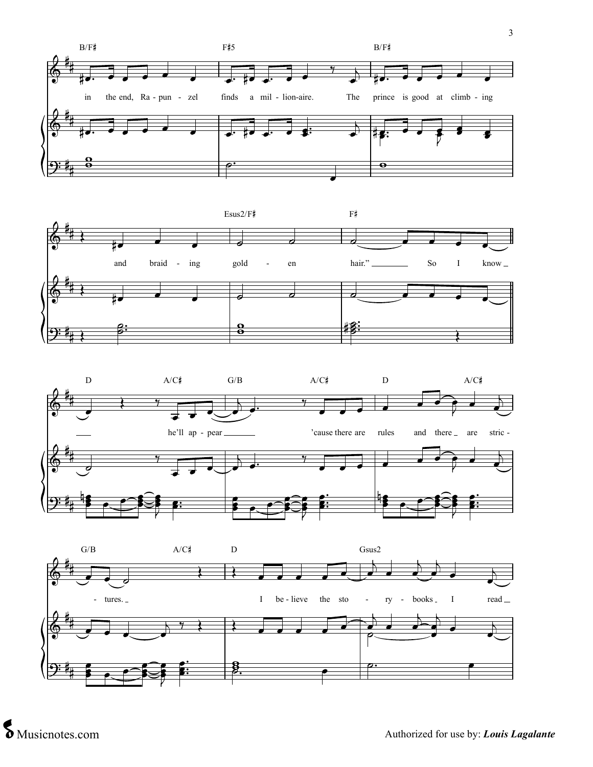B/F♯ F♯5 B/F♯

in the end, Ra - pun - zel finds a mil - lion-aire. The prince is good at climb - ing

Esus2/F♯ F♯

and braid - ing gold - en hair." So I know

D A/C♯ G/B A/C♯ D A/C♯

he'll ap - pear 'cause there are rules and there are stric -

G/B A/C♯ D Gsus2

tures. I be - lieve the sto - ry - books I read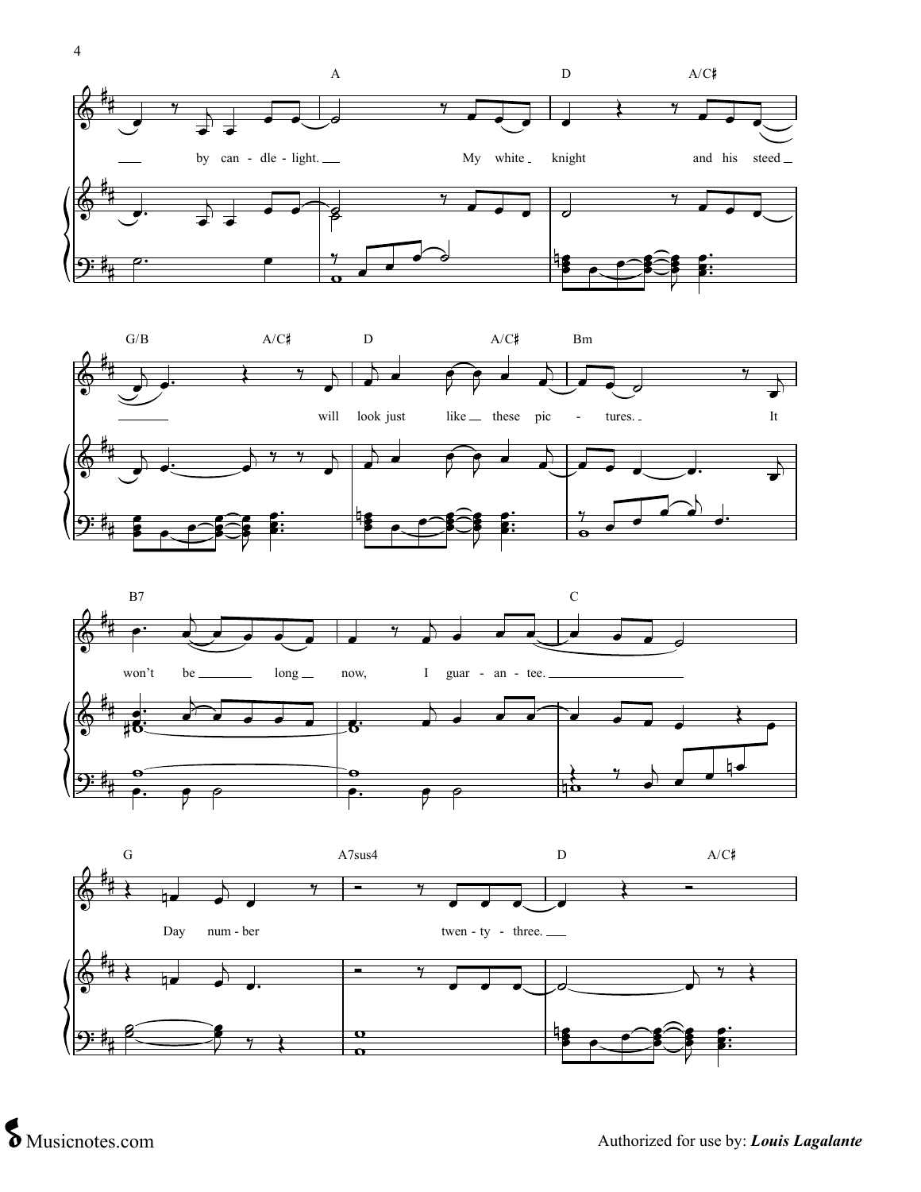A D A/C♯

by can - dle - light. My white knight and his steed

G/B A/C♯ D A/C♯ Bm

will look just like these pic - tures. It

B7 C

won't be long now, I guar - an - tee.

G A7sus4 D A/C♯

Day num - ber twen - ty - three.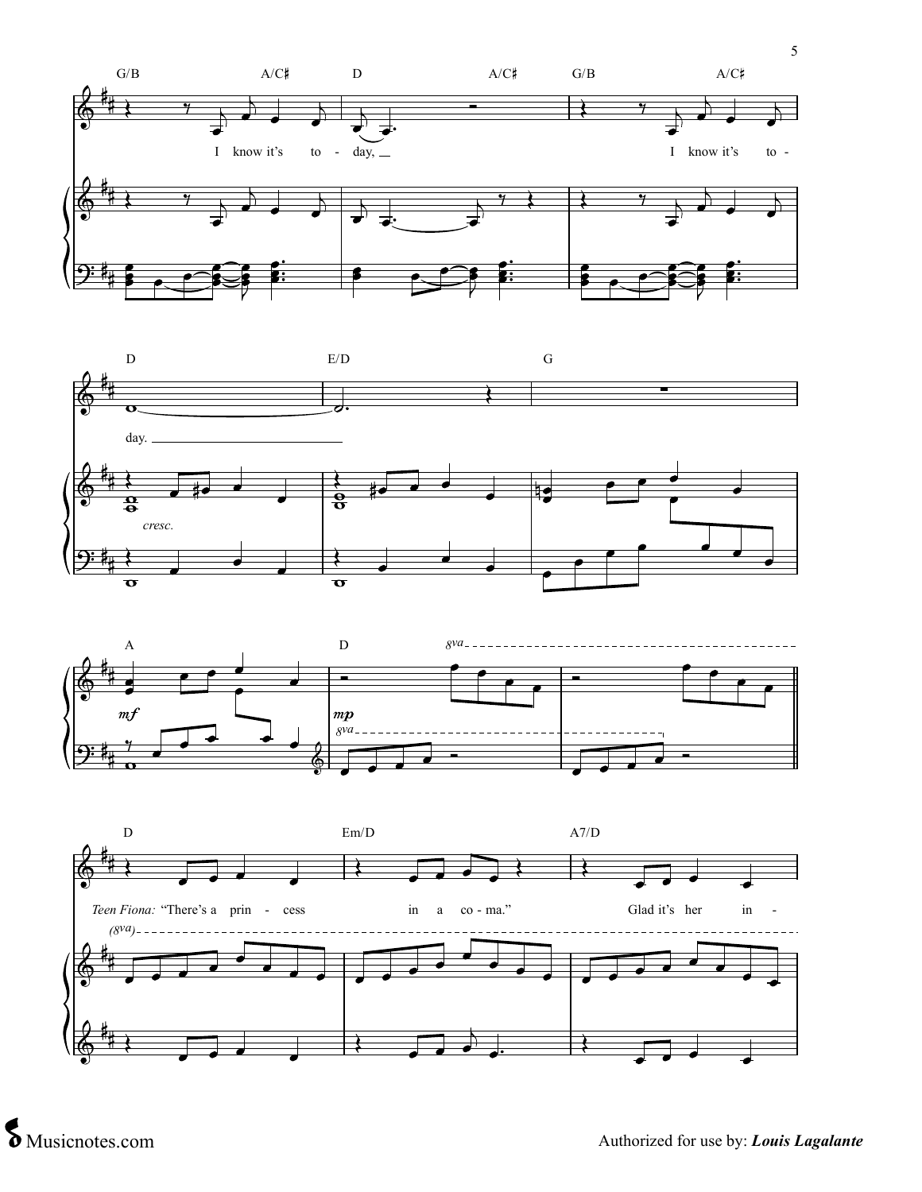G/B A/C♯ D A/C♯ G/B A/C♯

I know it's to - day, I know it's to -

D E/D G

day.

*cresc.*

A D *8va*

*mf* *mp*

D Em/D A7/D

*Teen Fiona:* "There's a prin - cess in a co - ma." Glad it's her in -

*(8va)*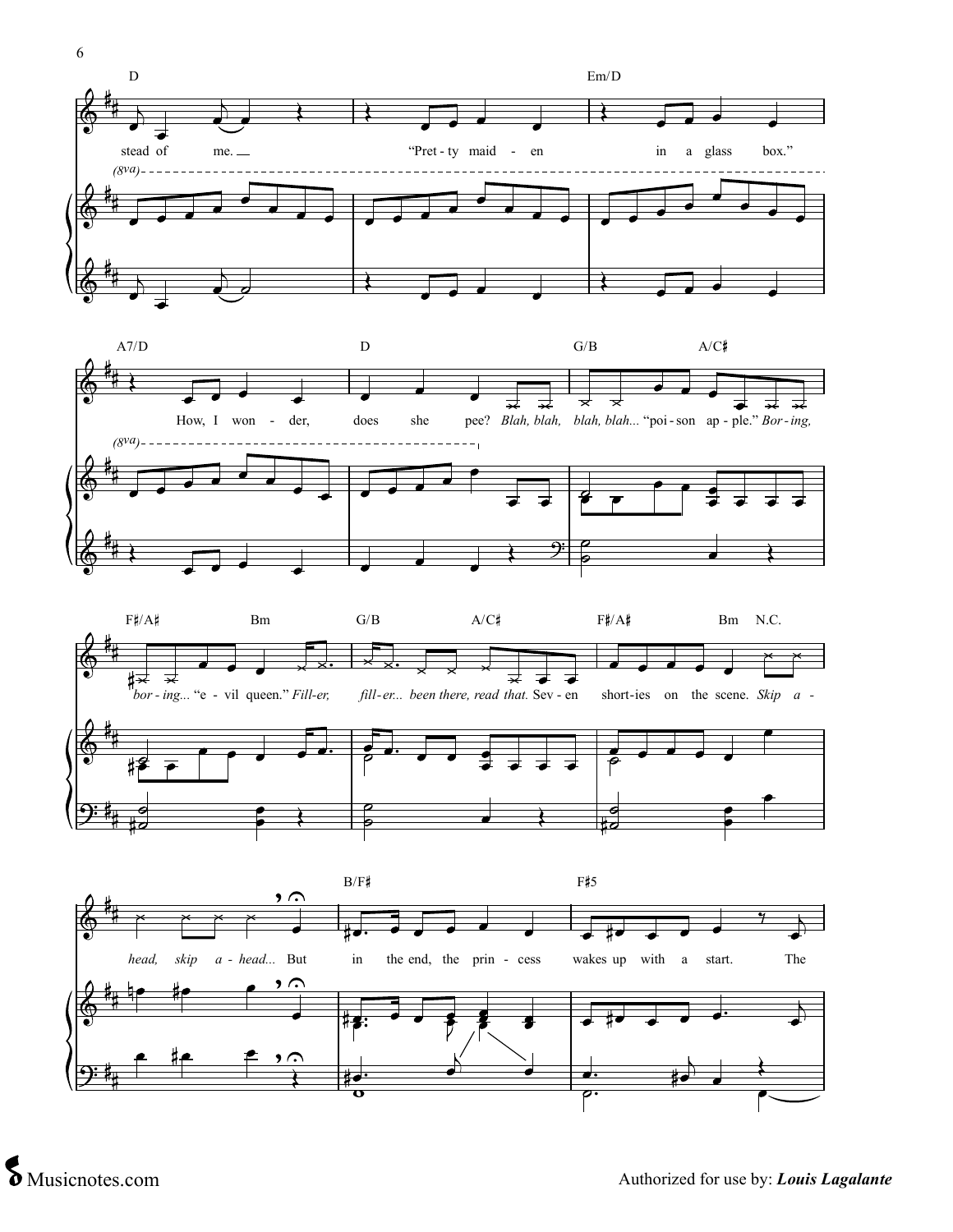D Em/D

stead of me. "Pret-ty maid-en in a glass box."

A7/D D G/B A/C♯

How, I won-der, does she pee? *Blah, blah, blah, blah...* "poi-son ap-ple." *Bor-ing,*

F♯/A♯ Bm G/B A/C♯ F♯/A♯ Bm N.C.

*bor-ing...* "e-vil queen." *Fill-er, fill-er... been there, read that.* Sev-en short-ies on the scene. *Skip a-*

B/F♯ F♯5

*head, skip a-head...* But in the end, the prin-cess wakes up with a start. The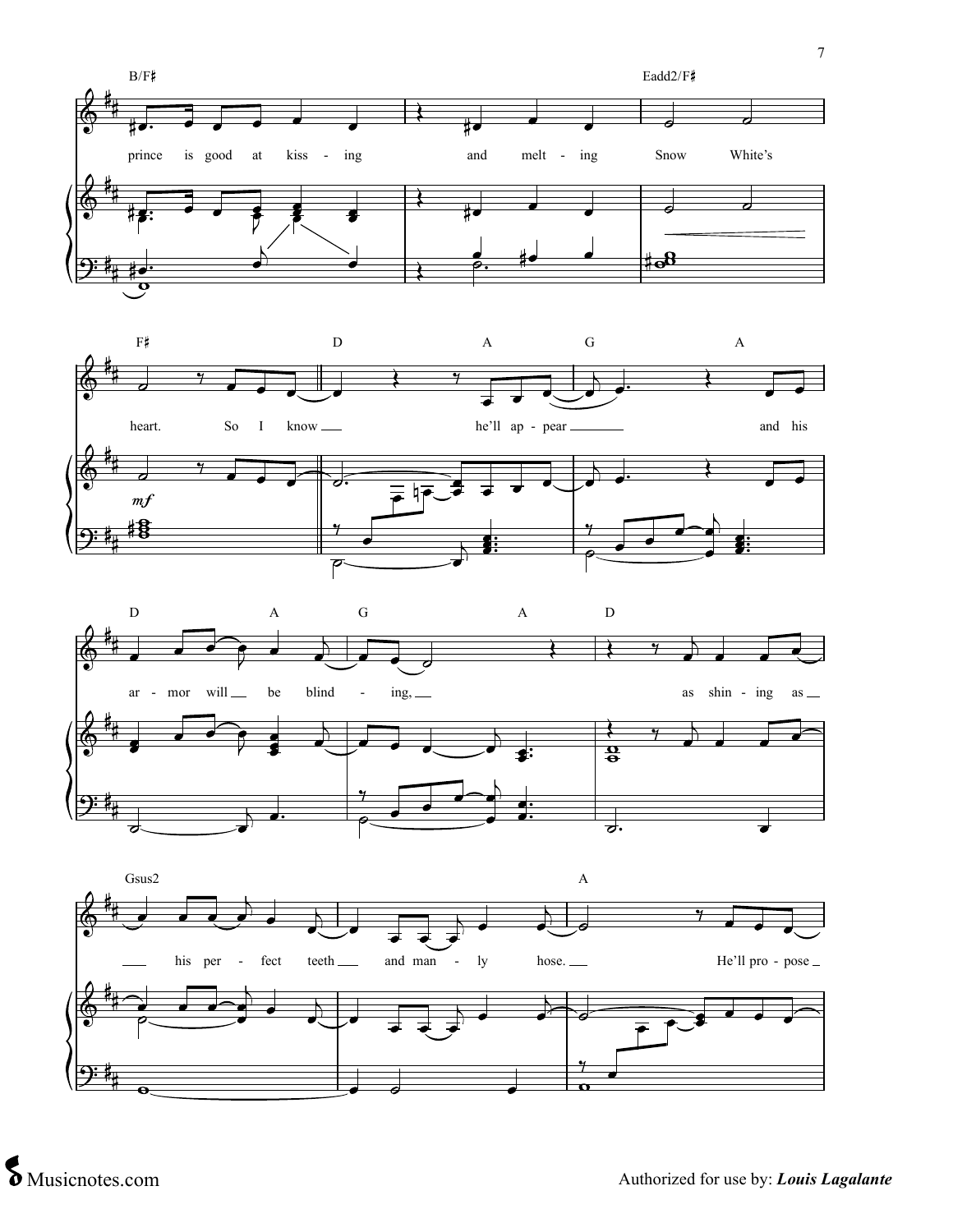B/F♯ Eadd2/F♯

prince is good at kiss - ing and melt - ing Snow White's

F♯ D A G A

heart. So I know he'll ap - pear and his

*mf*

D A G A D

ar - mor will be blind - ing, as shin - ing as

Gsus2 A

his per - fect teeth and man - ly hose. He'll pro - pose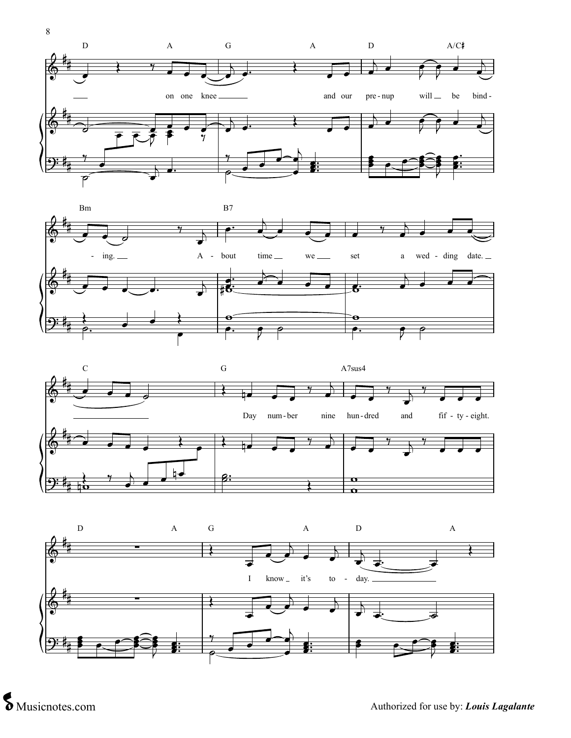D A G A D A/C♯

on one knee and our pre-nup will be bind-

Bm B7

-ing. A-bout time we set a wed-ding date.

C G A7sus4

Day num-ber nine hun-dred and fif-ty-eight.

D A G A D A

I know it's to-day.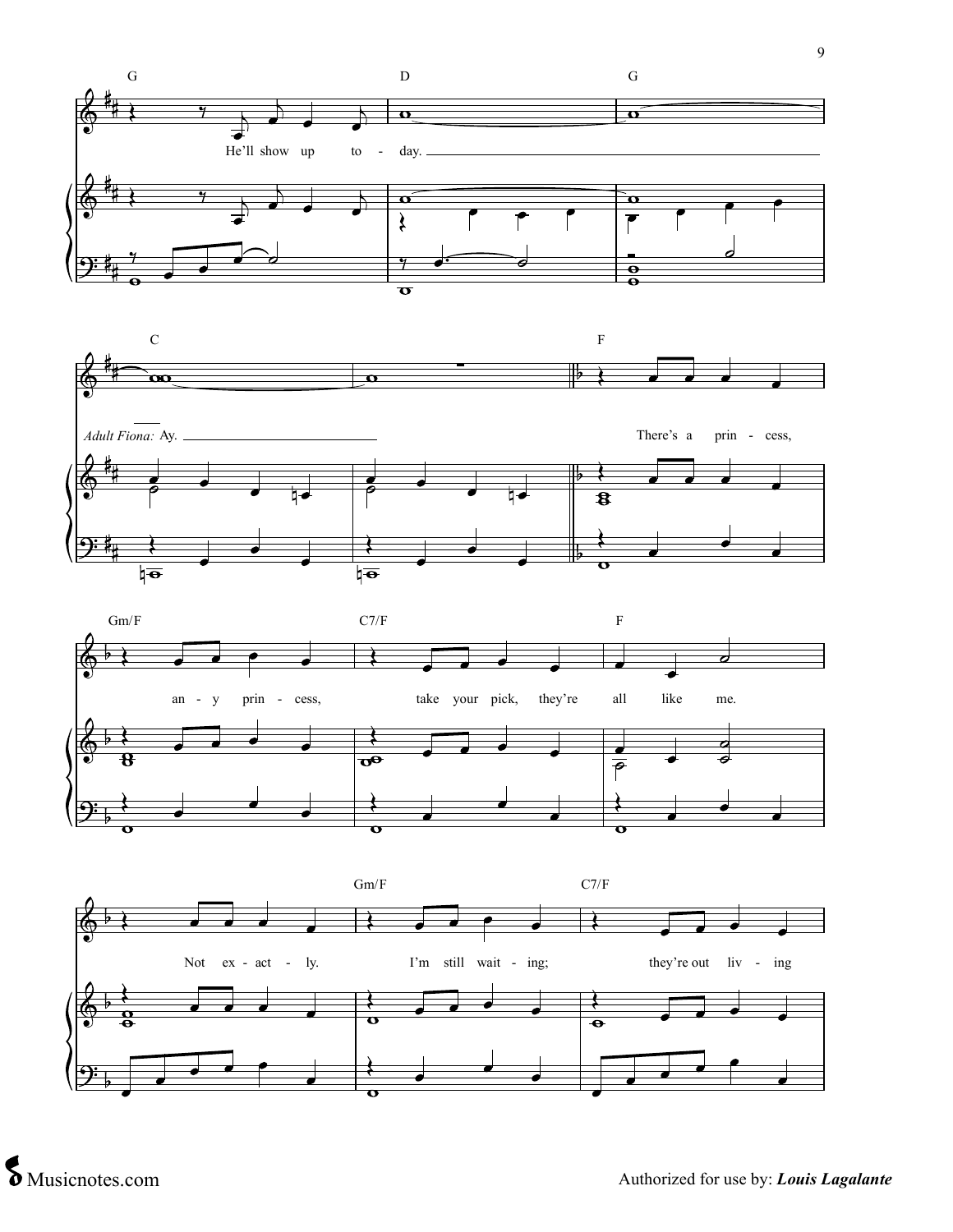G D G

He'll show up to - day.

C F

*Adult Fiona:* Ay. There's a prin - cess,

Gm/F C7/F F

an - y prin - cess, take your pick, they're all like me.

Gm/F C7/F

Not ex - act - ly. I'm still wait - ing; they're out liv - ing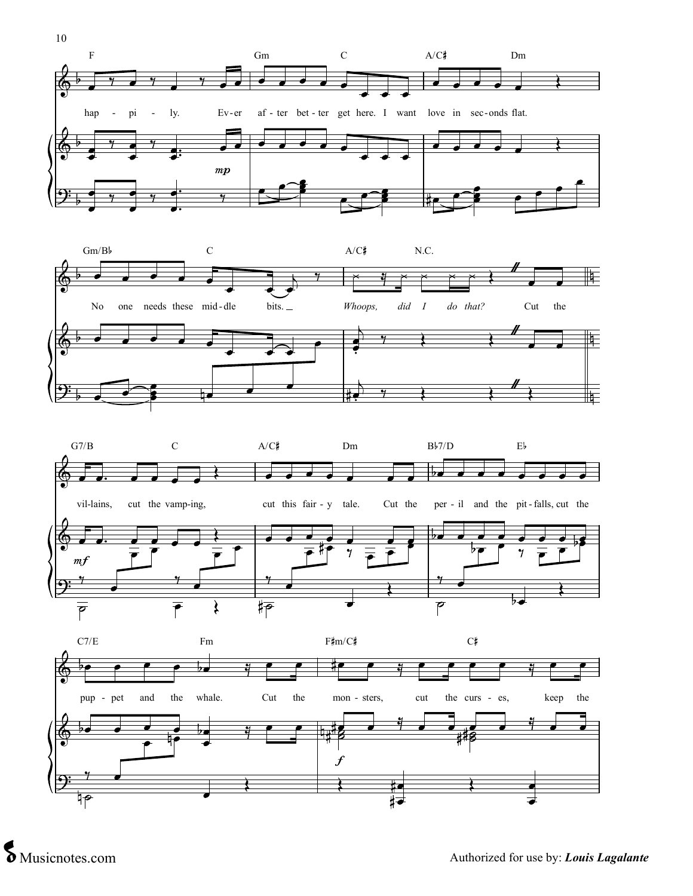F Gm C A/C♯ Dm

hap - pi - ly. Ev - er af - ter bet - ter get here. I want love in sec - onds flat.

*mp*

Gm/B♭ C A/C♯ N.C.

No one needs these mid - dle bits. _ *Whoops, did I do that?* Cut the

G7/B C A/C♯ Dm B♭7/D E♭

vil - lains, cut the vamp - ing, cut this fair - y tale. Cut the per - il and the pit - falls, cut the

*mf*

C7/E Fm F♯m/C♯ C♯

pup - pet and the whale. Cut the mon - sters, cut the curs - es, keep the

*f*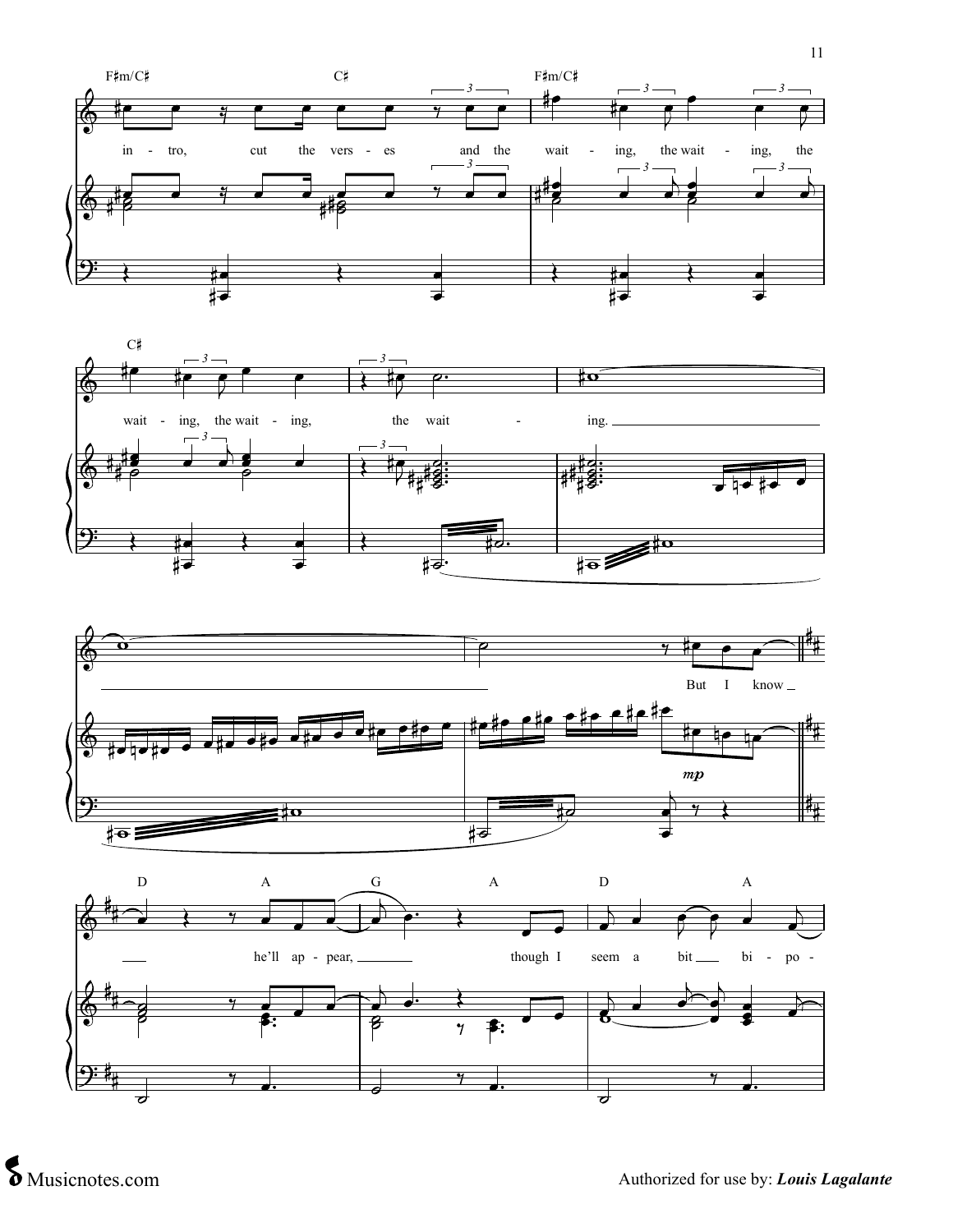F♯m/C♯ C♯ F♯m/C♯

in - tro, cut the vers - es and the wait - ing, the wait - ing, the

C♯

wait - ing, the wait - ing, the wait - ing.

But I know

D A G A D A

he'll ap - pear, though I seem a bit bi - po -

*mp*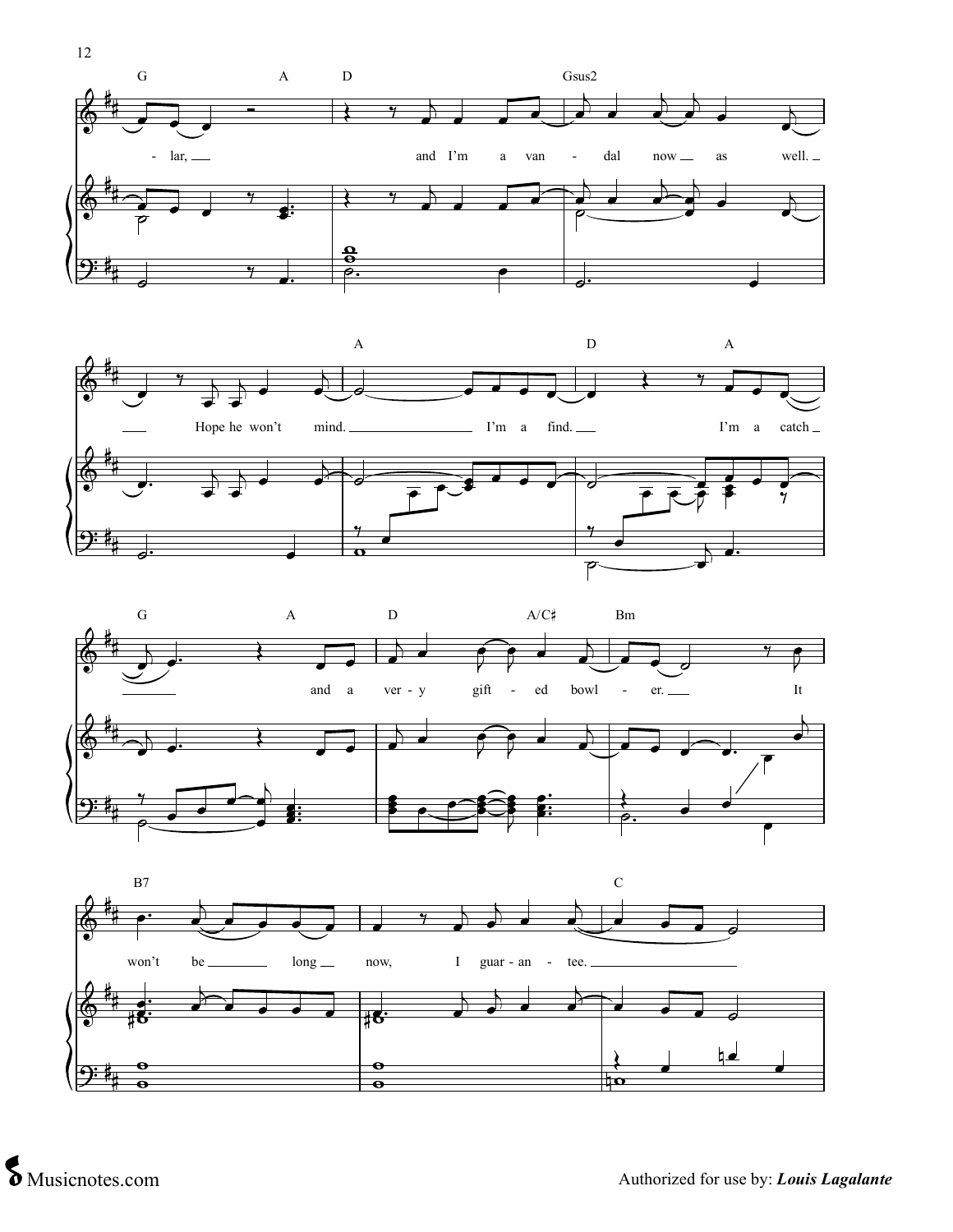G A D Gsus2

-lar, and I'm a van-dal now as well.

A D A

Hope he won't mind. I'm a find. I'm a catch

G A D A/C♯ Bm

and a ver-y gift-ed bowl-er. It

B7 C

won't be long now, I guar-an-tee.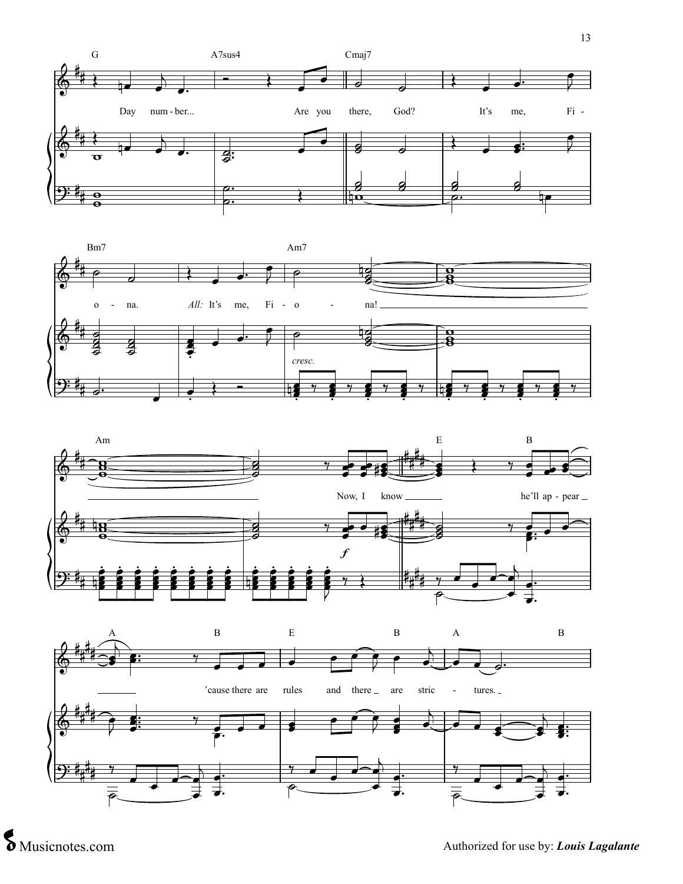G A7sus4 Cmaj7

Day num - ber... Are you there, God? It's me, Fi -

Bm7 Am7

o - na. *All:* It's me, Fi - o - na!

*cresc.*

Am E B

Now, I know he'll ap - pear

*f*

A B E B A B

'cause there are rules and there are stric - tures.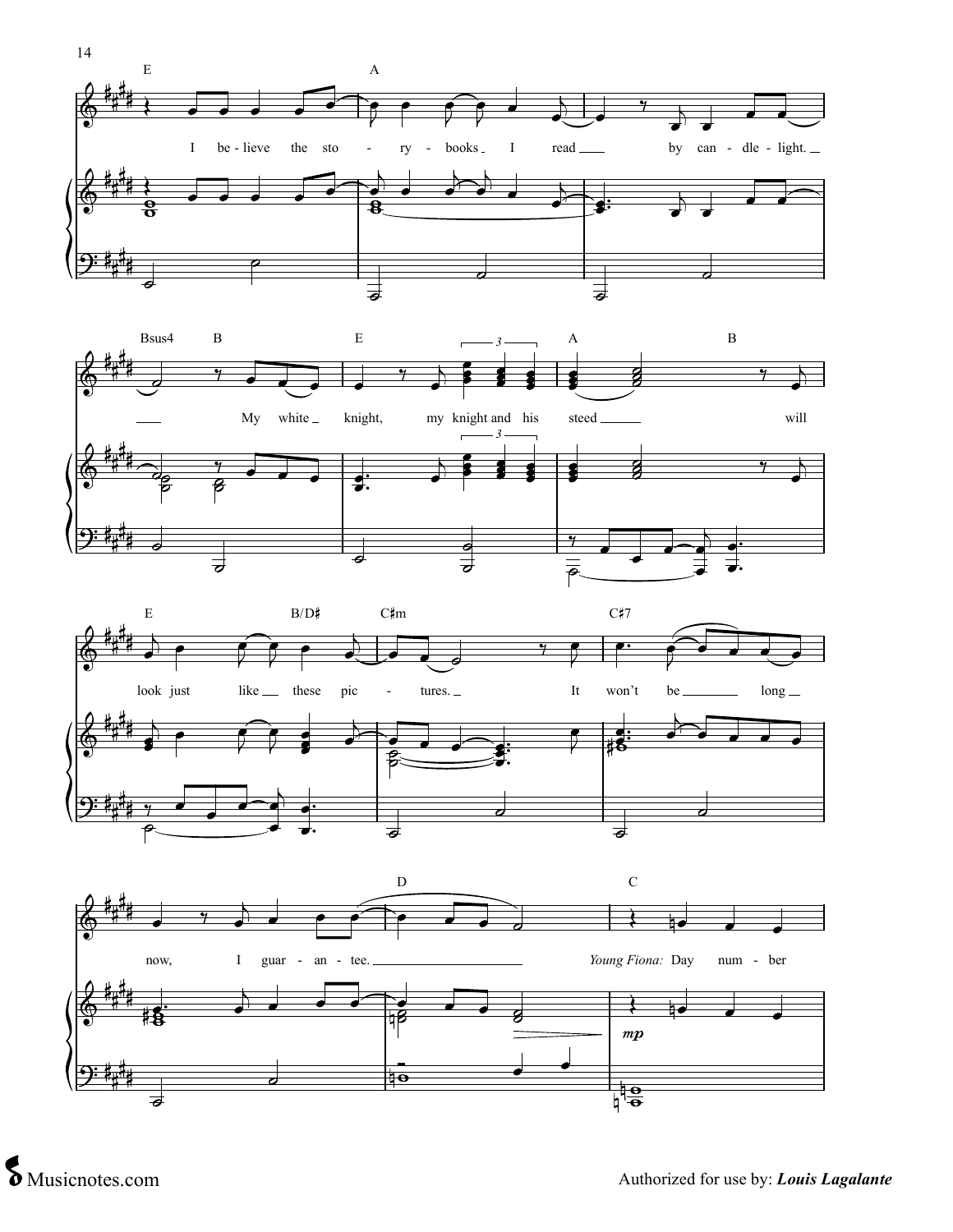E A

I be - lieve the sto - ry - books I read by can - dle - light.

Bsus4 B E A B

My white knight, my knight and his steed will

E B/D♯ C♯m C♯7

look just like these pic - tures. It won't be long

D C

now, I guar - an - tee. *Young Fiona:* Day num - ber

*mp*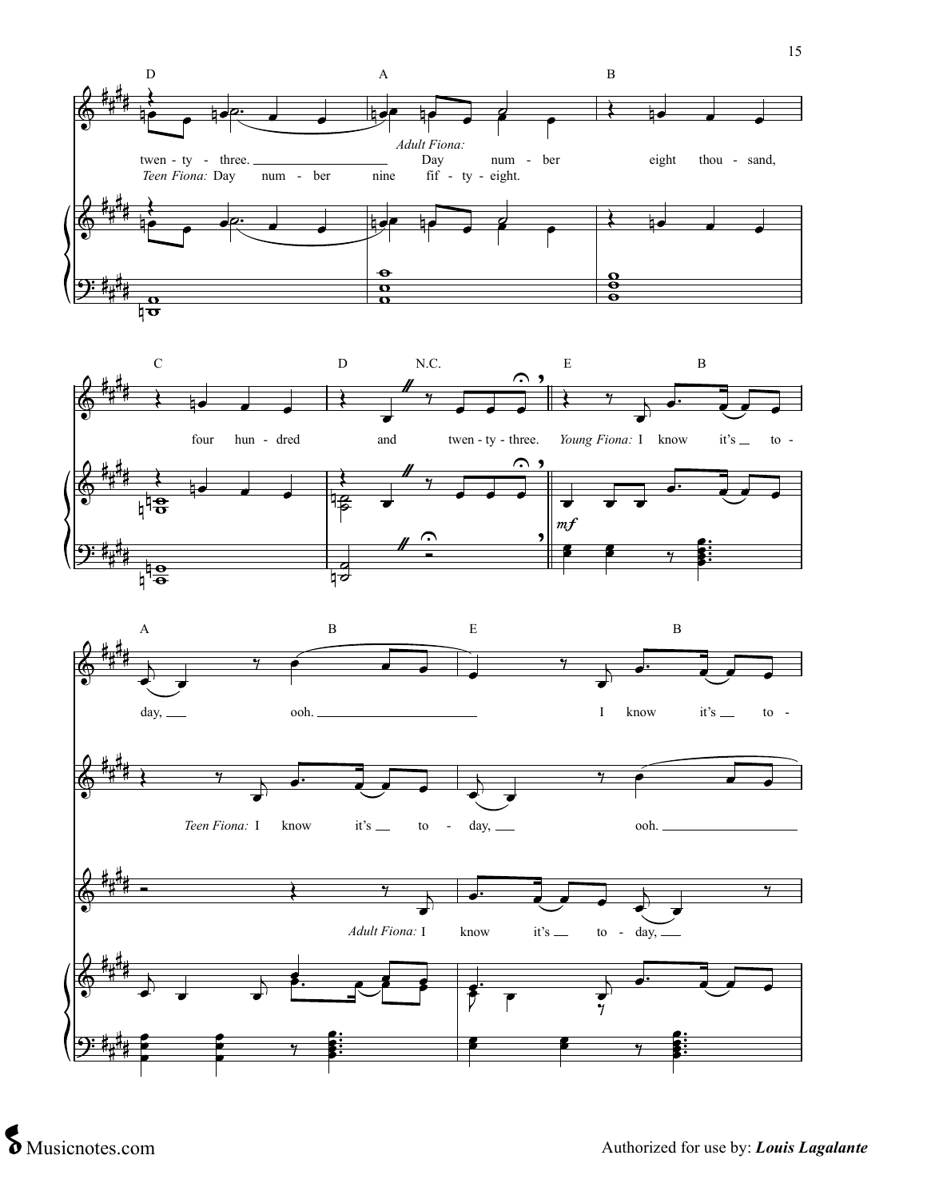D A B

twen - ty - three. *Adult Fiona:* Day num - ber eight thou - sand,

*Teen Fiona:* Day num - ber nine fif - ty - eight.

C D N.C. E B

four hun - dred and twen - ty - three. *Young Fiona:* I know it's to -

*mf*

A B E B

day, ooh. I know it's to -

*Teen Fiona:* I know it's to - day, ooh.

*Adult Fiona:* I know it's to - day,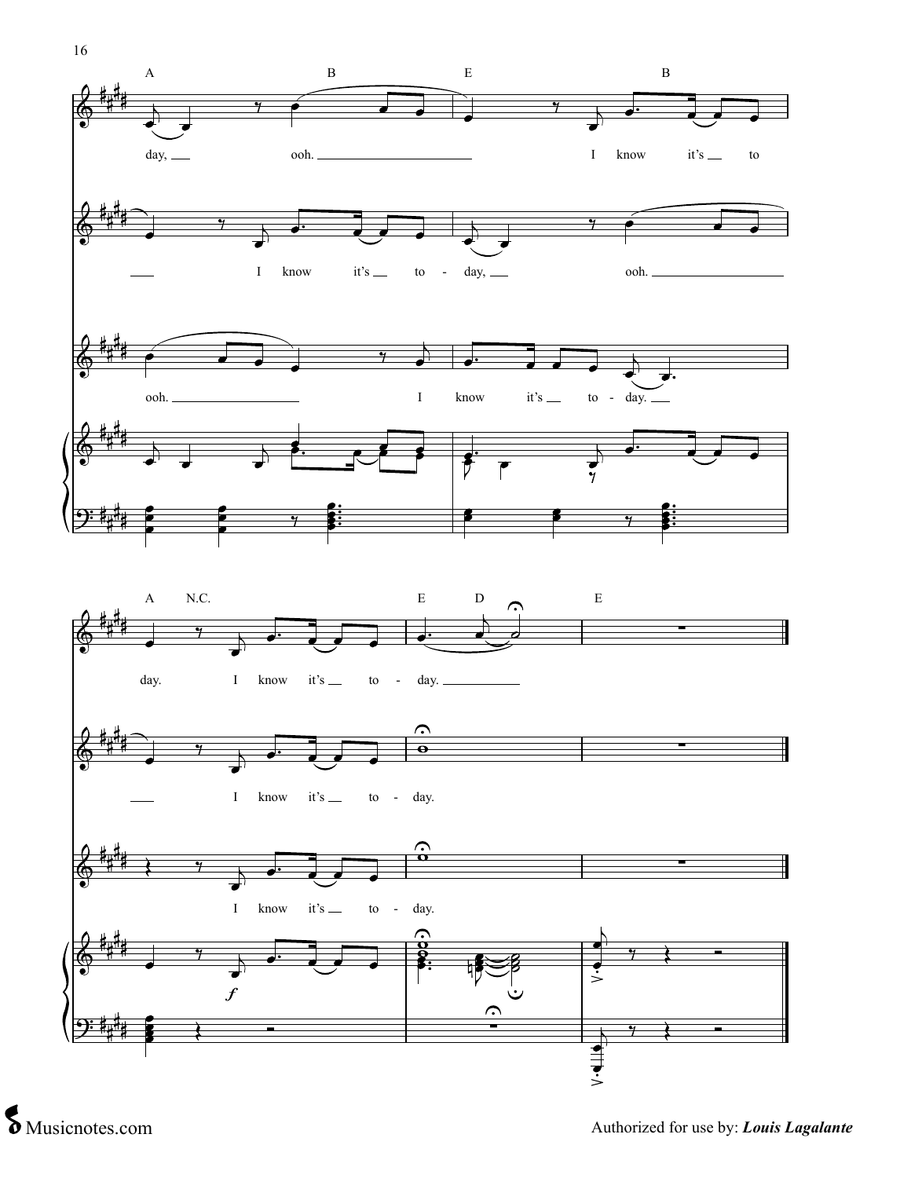A B E B

day, ooh. I know it's to

I know it's to - day, ooh.

ooh. I know it's to - day.

A N.C. E D E

day. I know it's to - day.

I know it's to - day.

I know it's to - day.

*f*